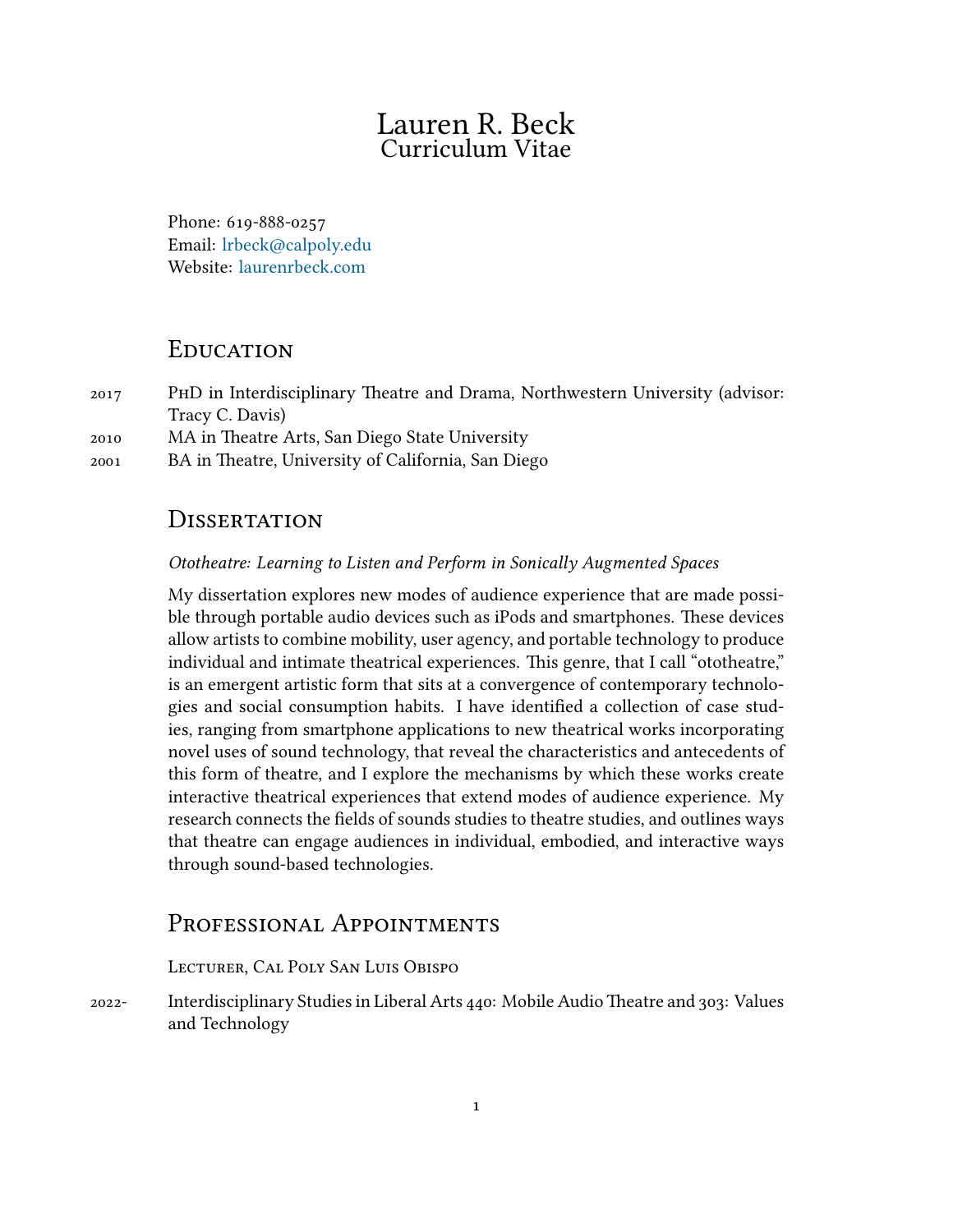# Lauren R. Beck
## Curriculum Vitae

Phone: 619-888-0257
Email: lrbeck@calpoly.edu
Website: laurenrbeck.com

## Education

2017 PhD in Interdisciplinary Theatre and Drama, Northwestern University (advisor: Tracy C. Davis)
2010 MA in Theatre Arts, San Diego State University
2001 BA in Theatre, University of California, San Diego

## Dissertation

*Ototheatre: Learning to Listen and Perform in Sonically Augmented Spaces*

My dissertation explores new modes of audience experience that are made possible through portable audio devices such as iPods and smartphones. These devices allow artists to combine mobility, user agency, and portable technology to produce individual and intimate theatrical experiences. This genre, that I call "ototheatre," is an emergent artistic form that sits at a convergence of contemporary technologies and social consumption habits. I have identified a collection of case studies, ranging from smartphone applications to new theatrical works incorporating novel uses of sound technology, that reveal the characteristics and antecedents of this form of theatre, and I explore the mechanisms by which these works create interactive theatrical experiences that extend modes of audience experience. My research connects the fields of sounds studies to theatre studies, and outlines ways that theatre can engage audiences in individual, embodied, and interactive ways through sound-based technologies.

## Professional Appointments

Lecturer, Cal Poly San Luis Obispo

2022- Interdisciplinary Studies in Liberal Arts 440: Mobile Audio Theatre and 303: Values and Technology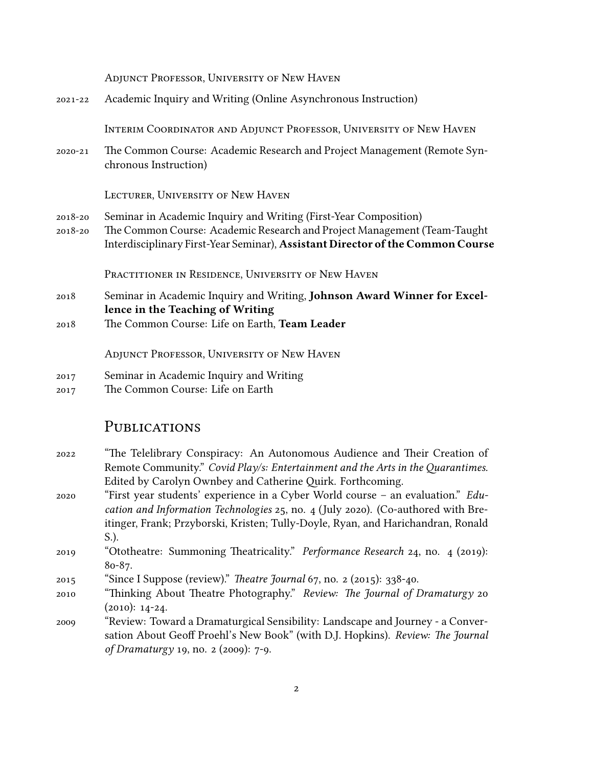Adjunct Professor, University of New Haven

2021-22 Academic Inquiry and Writing (Online Asynchronous Instruction)

Interim Coordinator and Adjunct Professor, University of New Haven

2020-21 The Common Course: Academic Research and Project Management (Remote Synchronous Instruction)

Lecturer, University of New Haven

2018-20 Seminar in Academic Inquiry and Writing (First-Year Composition)

2018-20 The Common Course: Academic Research and Project Management (Team-Taught Interdisciplinary First-Year Seminar), **Assistant Director of the Common Course**

Practitioner in Residence, University of New Haven

2018 Seminar in Academic Inquiry and Writing, **Johnson Award Winner for Excellence in the Teaching of Writing**

2018 The Common Course: Life on Earth, **Team Leader**

Adjunct Professor, University of New Haven

2017 Seminar in Academic Inquiry and Writing

2017 The Common Course: Life on Earth

## Publications

2022 "The Telelibrary Conspiracy: An Autonomous Audience and Their Creation of Remote Community." *Covid Play/s: Entertainment and the Arts in the Quarantimes.* Edited by Carolyn Ownbey and Catherine Quirk. Forthcoming.

2020 "First year students' experience in a Cyber World course – an evaluation." *Education and Information Technologies* 25, no. 4 (July 2020). (Co-authored with Breitinger, Frank; Przyborski, Kristen; Tully-Doyle, Ryan, and Harichandran, Ronald S.).

2019 "Ototheatre: Summoning Theatricality." *Performance Research* 24, no. 4 (2019): 80-87.

2015 "Since I Suppose (review)." *Theatre Journal* 67, no. 2 (2015): 338-40.

2010 "Thinking About Theatre Photography." *Review: The Journal of Dramaturgy* 20 (2010): 14-24.

2009 "Review: Toward a Dramaturgical Sensibility: Landscape and Journey - a Conversation About Geoff Proehl's New Book" (with D.J. Hopkins). *Review: The Journal of Dramaturgy* 19, no. 2 (2009): 7-9.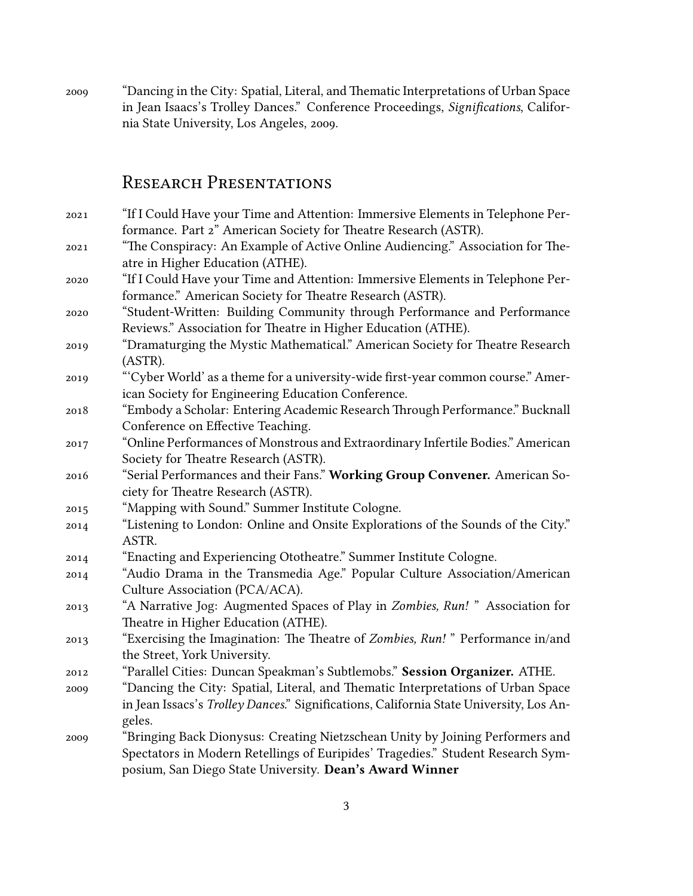2009 “Dancing in the City: Spatial, Literal, and Thematic Interpretations of Urban Space in Jean Isaacs’s Trolley Dances.” Conference Proceedings, *Significations*, California State University, Los Angeles, 2009.

## Research Presentations

2021 “If I Could Have your Time and Attention: Immersive Elements in Telephone Performance. Part 2” American Society for Theatre Research (ASTR).

2021 “The Conspiracy: An Example of Active Online Audiencing.” Association for Theatre in Higher Education (ATHE).

2020 “If I Could Have your Time and Attention: Immersive Elements in Telephone Performance.” American Society for Theatre Research (ASTR).

2020 “Student-Written: Building Community through Performance and Performance Reviews.” Association for Theatre in Higher Education (ATHE).

2019 “Dramaturging the Mystic Mathematical.” American Society for Theatre Research (ASTR).

2019 “‘Cyber World’ as a theme for a university-wide first-year common course.” American Society for Engineering Education Conference.

2018 “Embody a Scholar: Entering Academic Research Through Performance.” Bucknall Conference on Effective Teaching.

2017 “Online Performances of Monstrous and Extraordinary Infertile Bodies.” American Society for Theatre Research (ASTR).

2016 “Serial Performances and their Fans.” **Working Group Convener.** American Society for Theatre Research (ASTR).

2015 “Mapping with Sound.” Summer Institute Cologne.

2014 “Listening to London: Online and Onsite Explorations of the Sounds of the City.” ASTR.

2014 “Enacting and Experiencing Ototheatre.” Summer Institute Cologne.

2014 “Audio Drama in the Transmedia Age.” Popular Culture Association/American Culture Association (PCA/ACA).

2013 “A Narrative Jog: Augmented Spaces of Play in *Zombies, Run!* ” Association for Theatre in Higher Education (ATHE).

2013 “Exercising the Imagination: The Theatre of *Zombies, Run!* ” Performance in/and the Street, York University.

2012 “Parallel Cities: Duncan Speakman’s Subtlemobs.” **Session Organizer.** ATHE.

2009 “Dancing the City: Spatial, Literal, and Thematic Interpretations of Urban Space in Jean Issacs’s *Trolley Dances*.” Significations, California State University, Los Angeles.

2009 “Bringing Back Dionysus: Creating Nietzschean Unity by Joining Performers and Spectators in Modern Retellings of Euripides’ Tragedies.” Student Research Symposium, San Diego State University. **Dean’s Award Winner**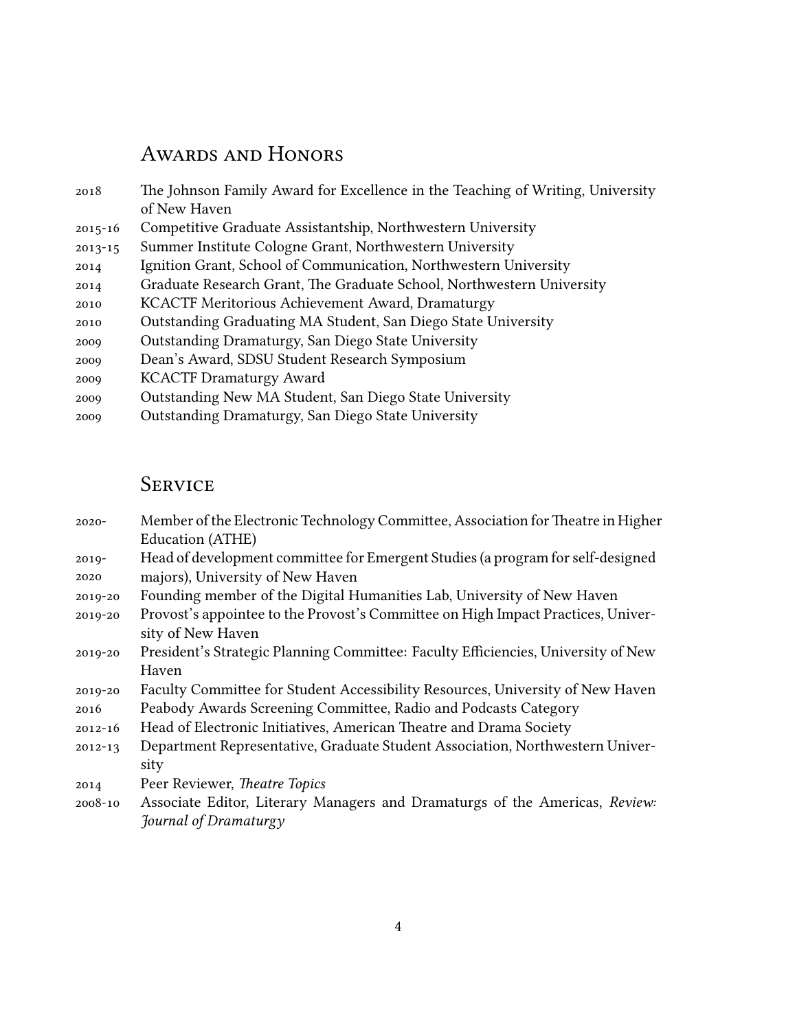## Awards and Honors

- 2018 The Johnson Family Award for Excellence in the Teaching of Writing, University of New Haven
- 2015-16 Competitive Graduate Assistantship, Northwestern University
- 2013-15 Summer Institute Cologne Grant, Northwestern University
- 2014 Ignition Grant, School of Communication, Northwestern University
- 2014 Graduate Research Grant, The Graduate School, Northwestern University
- 2010 KCACTF Meritorious Achievement Award, Dramaturgy
- 2010 Outstanding Graduating MA Student, San Diego State University
- 2009 Outstanding Dramaturgy, San Diego State University
- 2009 Dean's Award, SDSU Student Research Symposium
- 2009 KCACTF Dramaturgy Award
- 2009 Outstanding New MA Student, San Diego State University
- 2009 Outstanding Dramaturgy, San Diego State University

## Service

- 2020- Member of the Electronic Technology Committee, Association for Theatre in Higher Education (ATHE)
- 2019-2020 Head of development committee for Emergent Studies (a program for self-designed majors), University of New Haven
- 2019-20 Founding member of the Digital Humanities Lab, University of New Haven
- 2019-20 Provost's appointee to the Provost's Committee on High Impact Practices, University of New Haven
- 2019-20 President's Strategic Planning Committee: Faculty Efficiencies, University of New Haven
- 2019-20 Faculty Committee for Student Accessibility Resources, University of New Haven
- 2016 Peabody Awards Screening Committee, Radio and Podcasts Category
- 2012-16 Head of Electronic Initiatives, American Theatre and Drama Society
- 2012-13 Department Representative, Graduate Student Association, Northwestern University
- 2014 Peer Reviewer, *Theatre Topics*
- 2008-10 Associate Editor, Literary Managers and Dramaturgs of the Americas, *Review: Journal of Dramaturgy*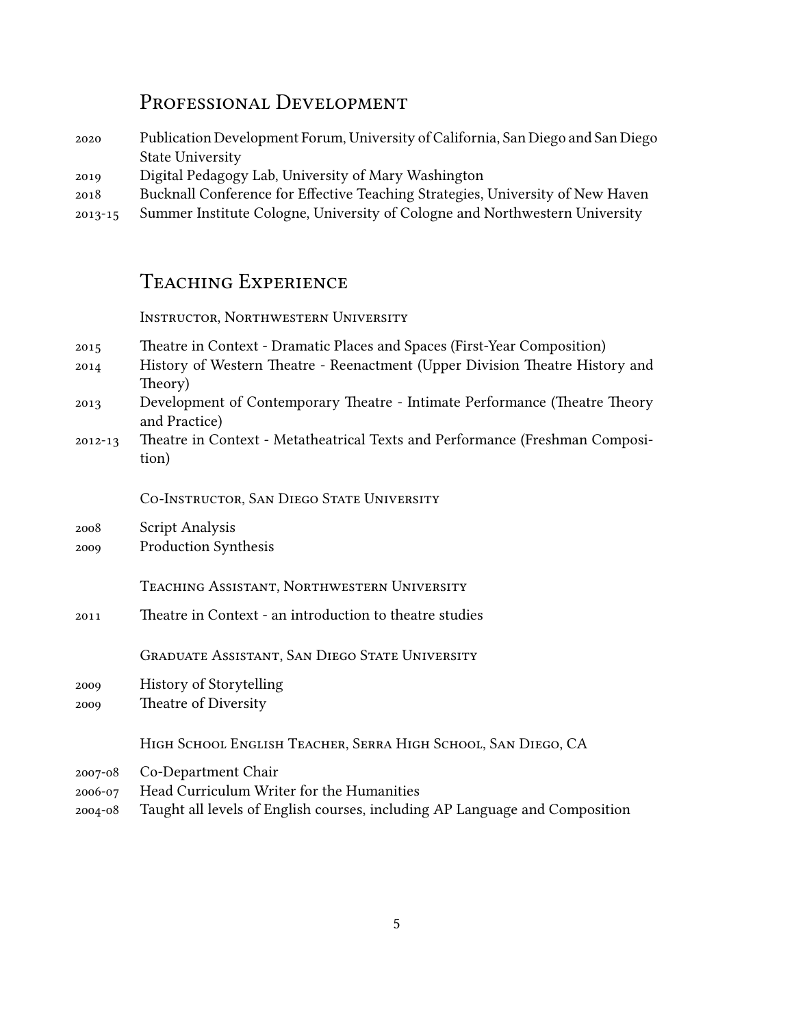## Professional Development

2020 Publication Development Forum, University of California, San Diego and San Diego State University

2019 Digital Pedagogy Lab, University of Mary Washington

2018 Bucknall Conference for Effective Teaching Strategies, University of New Haven

2013-15 Summer Institute Cologne, University of Cologne and Northwestern University

## Teaching Experience

### Instructor, Northwestern University

2015 Theatre in Context - Dramatic Places and Spaces (First-Year Composition)

2014 History of Western Theatre - Reenactment (Upper Division Theatre History and Theory)

2013 Development of Contemporary Theatre - Intimate Performance (Theatre Theory and Practice)

2012-13 Theatre in Context - Metatheatrical Texts and Performance (Freshman Composition)

### Co-Instructor, San Diego State University

2008 Script Analysis

2009 Production Synthesis

### Teaching Assistant, Northwestern University

2011 Theatre in Context - an introduction to theatre studies

### Graduate Assistant, San Diego State University

2009 History of Storytelling

2009 Theatre of Diversity

### High School English Teacher, Serra High School, San Diego, CA

2007-08 Co-Department Chair

2006-07 Head Curriculum Writer for the Humanities

2004-08 Taught all levels of English courses, including AP Language and Composition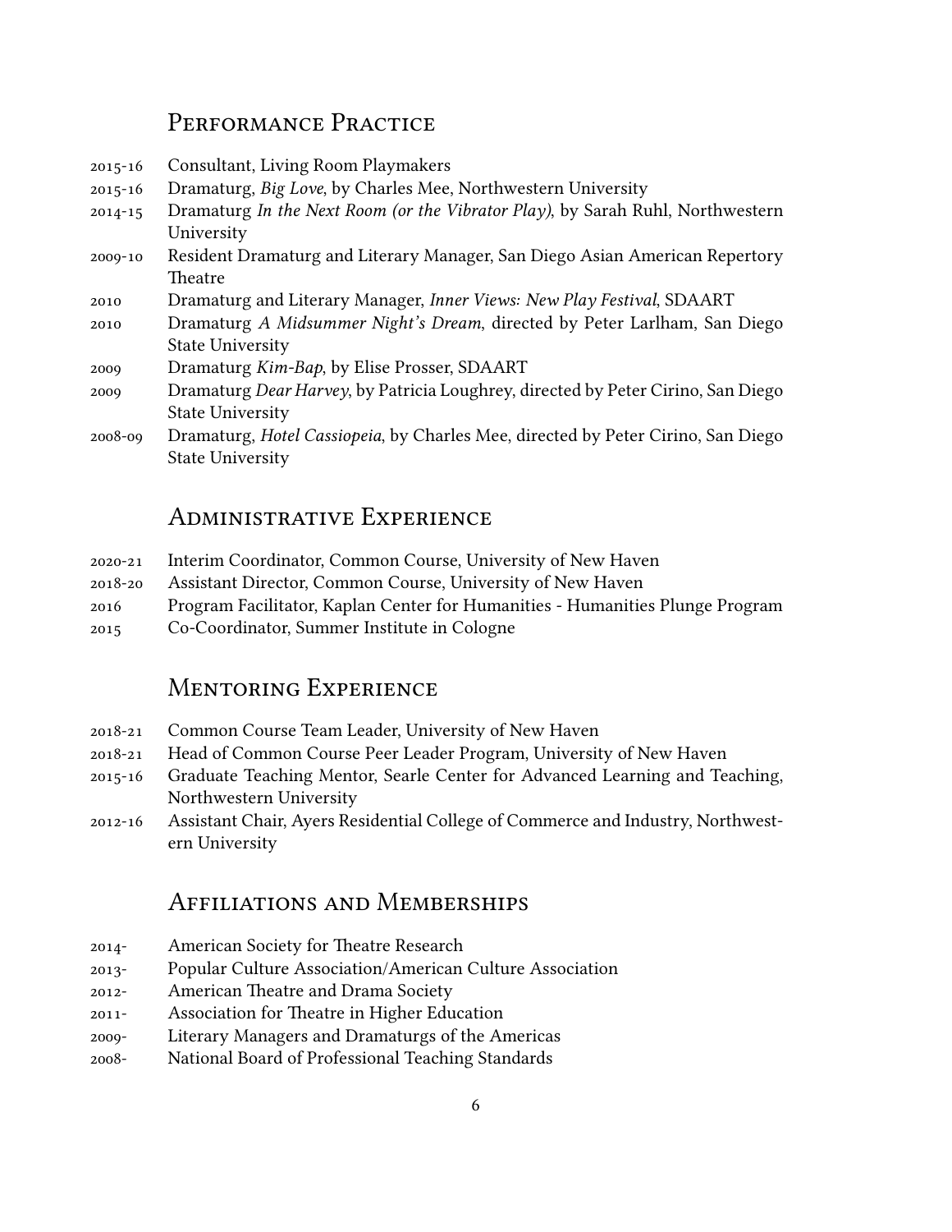## Performance Practice

- 2015-16 Consultant, Living Room Playmakers
- 2015-16 Dramaturg, *Big Love*, by Charles Mee, Northwestern University
- 2014-15 Dramaturg *In the Next Room (or the Vibrator Play)*, by Sarah Ruhl, Northwestern University
- 2009-10 Resident Dramaturg and Literary Manager, San Diego Asian American Repertory Theatre
- 2010 Dramaturg and Literary Manager, *Inner Views: New Play Festival*, SDAART
- 2010 Dramaturg *A Midsummer Night's Dream*, directed by Peter Larlham, San Diego State University
- 2009 Dramaturg *Kim-Bap*, by Elise Prosser, SDAART
- 2009 Dramaturg *Dear Harvey*, by Patricia Loughrey, directed by Peter Cirino, San Diego State University
- 2008-09 Dramaturg, *Hotel Cassiopeia*, by Charles Mee, directed by Peter Cirino, San Diego State University

## Administrative Experience

- 2020-21 Interim Coordinator, Common Course, University of New Haven
- 2018-20 Assistant Director, Common Course, University of New Haven
- 2016 Program Facilitator, Kaplan Center for Humanities - Humanities Plunge Program
- 2015 Co-Coordinator, Summer Institute in Cologne

## Mentoring Experience

- 2018-21 Common Course Team Leader, University of New Haven
- 2018-21 Head of Common Course Peer Leader Program, University of New Haven
- 2015-16 Graduate Teaching Mentor, Searle Center for Advanced Learning and Teaching, Northwestern University
- 2012-16 Assistant Chair, Ayers Residential College of Commerce and Industry, Northwestern University

## Affiliations and Memberships

- 2014- American Society for Theatre Research
- 2013- Popular Culture Association/American Culture Association
- 2012- American Theatre and Drama Society
- 2011- Association for Theatre in Higher Education
- 2009- Literary Managers and Dramaturgs of the Americas
- 2008- National Board of Professional Teaching Standards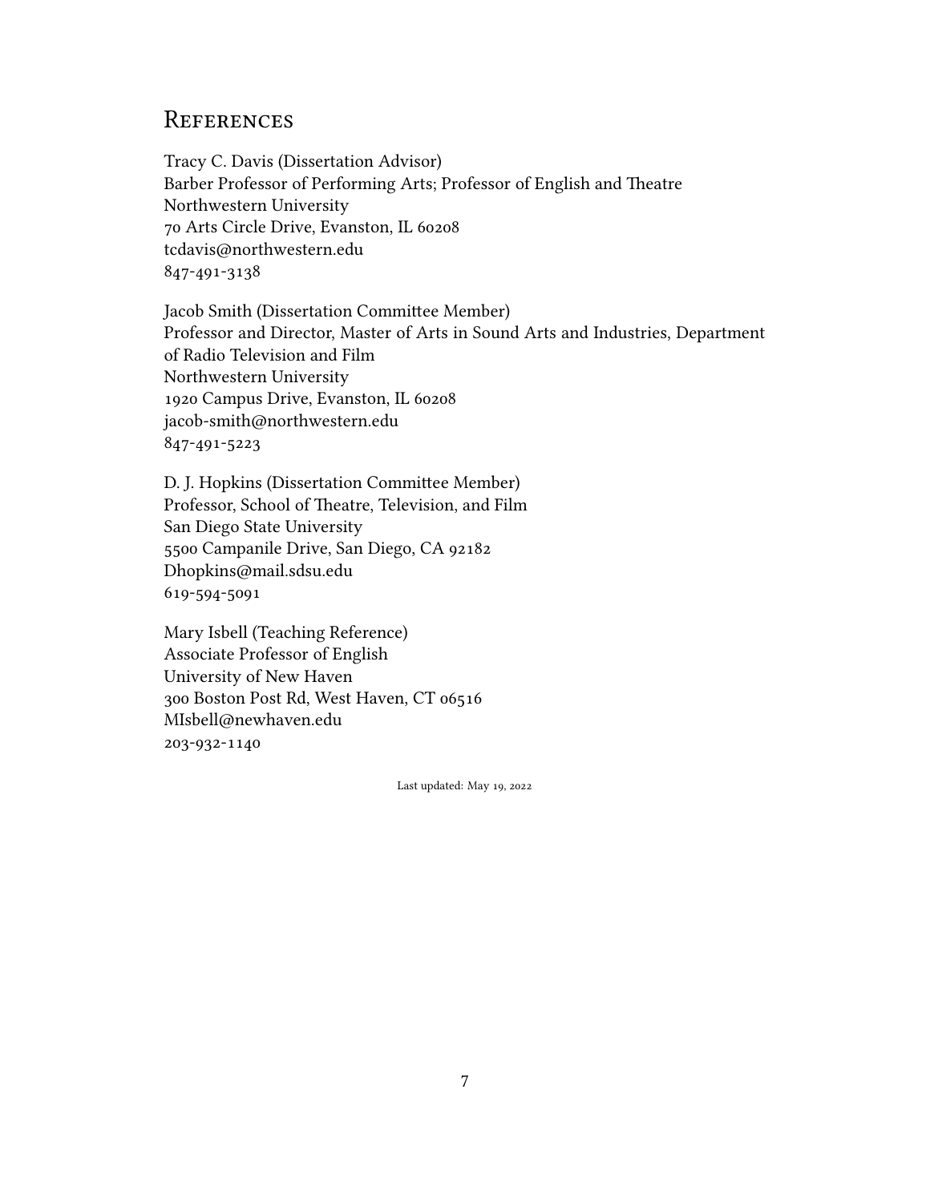## References

Tracy C. Davis (Dissertation Advisor)
Barber Professor of Performing Arts; Professor of English and Theatre
Northwestern University
70 Arts Circle Drive, Evanston, IL 60208
tcdavis@northwestern.edu
847-491-3138

Jacob Smith (Dissertation Committee Member)
Professor and Director, Master of Arts in Sound Arts and Industries, Department of Radio Television and Film
Northwestern University
1920 Campus Drive, Evanston, IL 60208
jacob-smith@northwestern.edu
847-491-5223

D. J. Hopkins (Dissertation Committee Member)
Professor, School of Theatre, Television, and Film
San Diego State University
5500 Campanile Drive, San Diego, CA 92182
Dhopkins@mail.sdsu.edu
619-594-5091

Mary Isbell (Teaching Reference)
Associate Professor of English
University of New Haven
300 Boston Post Rd, West Haven, CT 06516
MIsbell@newhaven.edu
203-932-1140

Last updated: May 19, 2022